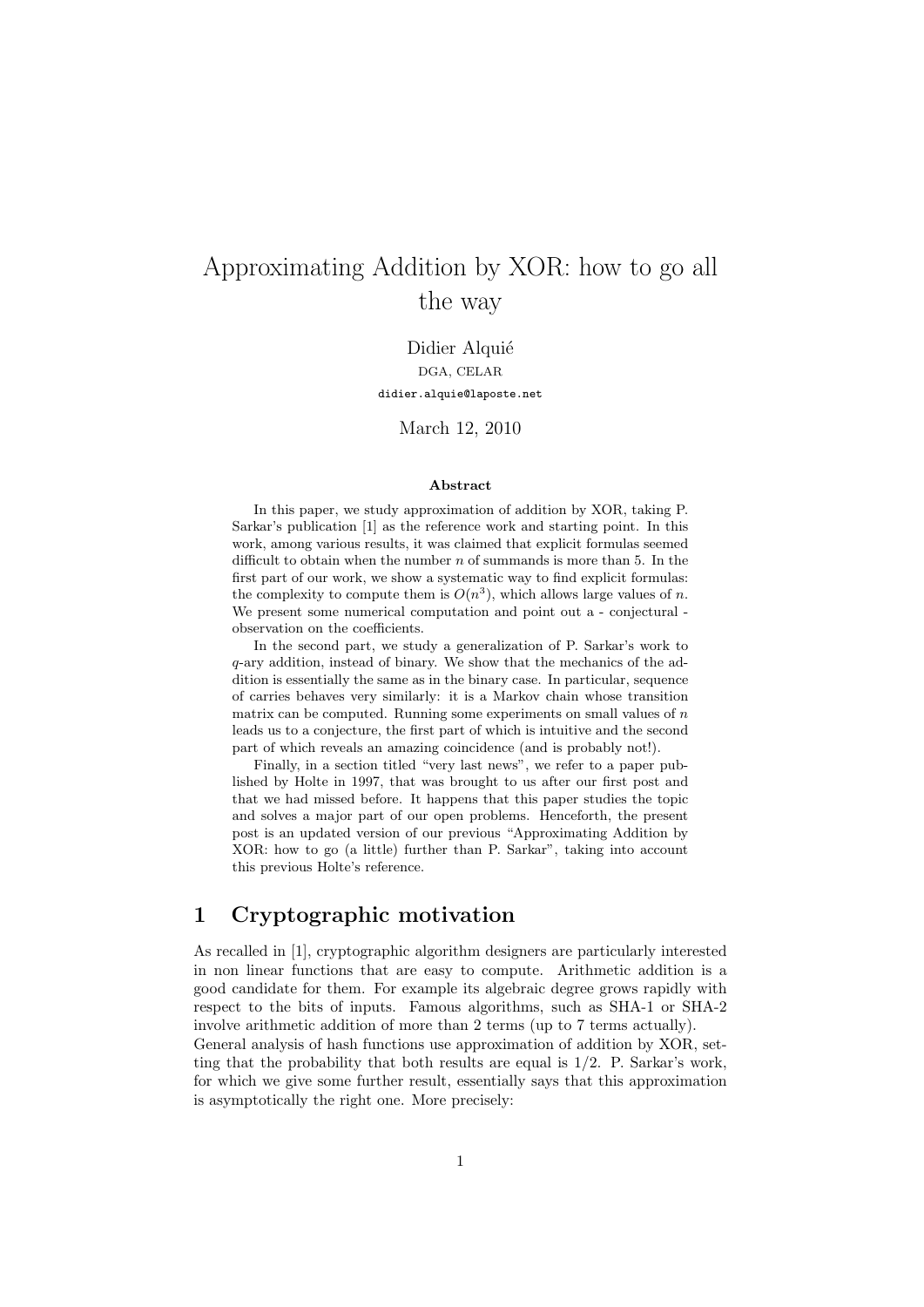# Approximating Addition by XOR: how to go all the way

Didier Alquié

DGA, CELAR

didier.alquie@laposte.net

March 12, 2010

### Abstract

In this paper, we study approximation of addition by XOR, taking P. Sarkar's publication [1] as the reference work and starting point. In this work, among various results, it was claimed that explicit formulas seemed difficult to obtain when the number $n$ of summands is more than 5. In the first part of our work, we show a systematic way to find explicit formulas: the complexity to compute them is $O(n^3)$, which allows large values of $n$. We present some numerical computation and point out a - conjectural - observation on the coefficients.

In the second part, we study a generalization of P. Sarkar's work to $q$-ary addition, instead of binary. We show that the mechanics of the addition is essentially the same as in the binary case. In particular, sequence of carries behaves very similarly: it is a Markov chain whose transition matrix can be computed. Running some experiments on small values of $n$ leads us to a conjecture, the first part of which is intuitive and the second part of which reveals an amazing coincidence (and is probably not!).

Finally, in a section titled "very last news", we refer to a paper published by Holte in 1997, that was brought to us after our first post and that we had missed before. It happens that this paper studies the topic and solves a major part of our open problems. Henceforth, the present post is an updated version of our previous "Approximating Addition by XOR: how to go (a little) further than P. Sarkar", taking into account this previous Holte's reference.

## 1 Cryptographic motivation

As recalled in [1], cryptographic algorithm designers are particularly interested in non linear functions that are easy to compute. Arithmetic addition is a good candidate for them. For example its algebraic degree grows rapidly with respect to the bits of inputs. Famous algorithms, such as SHA-1 or SHA-2 involve arithmetic addition of more than 2 terms (up to 7 terms actually). General analysis of hash functions use approximation of addition by XOR, setting that the probability that both results are equal is 1/2. P. Sarkar's work, for which we give some further result, essentially says that this approximation is asymptotically the right one. More precisely: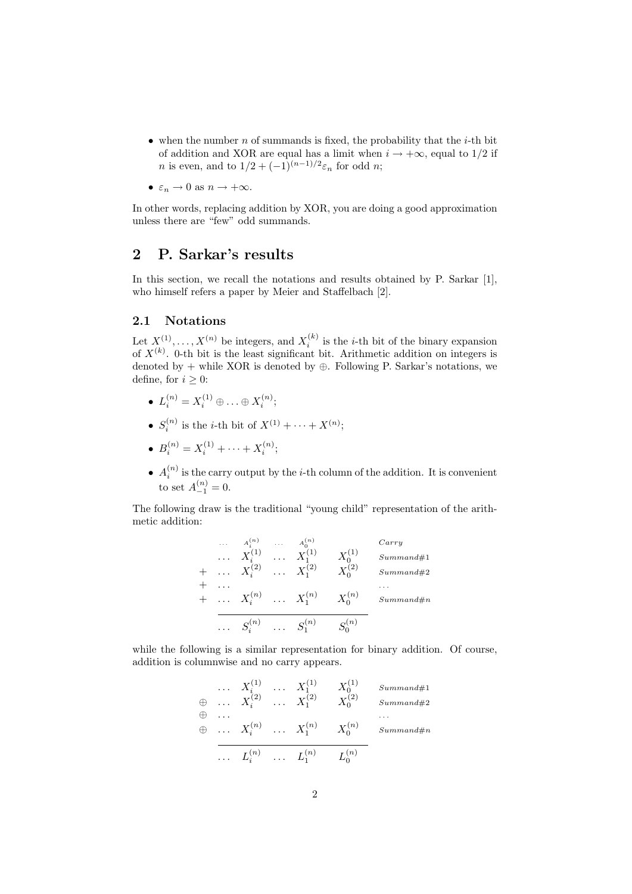- when the number $n$ of summands is fixed, the probability that the $i$-th bit of addition and XOR are equal has a limit when $i \to +\infty$, equal to $1/2$ if $n$ is even, and to $1/2 + (-1)^{(n-1)/2}\varepsilon_n$ for odd $n$;
- $\varepsilon_n \to 0$ as $n \to +\infty$.

In other words, replacing addition by XOR, you are doing a good approximation unless there are "few" odd summands.

## 2 P. Sarkar's results

In this section, we recall the notations and results obtained by P. Sarkar [1], who himself refers a paper by Meier and Staffelbach [2].

### 2.1 Notations

Let $X^{(1)}, \ldots, X^{(n)}$ be integers, and $X_i^{(k)}$ is the $i$-th bit of the binary expansion of $X^{(k)}$. 0-th bit is the least significant bit. Arithmetic addition on integers is denoted by $+$ while XOR is denoted by $\oplus$. Following P. Sarkar's notations, we define, for $i \geq 0$:

- $L_i^{(n)} = X_i^{(1)} \oplus \ldots \oplus X_i^{(n)}$;
- $S_i^{(n)}$ is the $i$-th bit of $X^{(1)} + \cdots + X^{(n)}$;
- $B_i^{(n)} = X_i^{(1)} + \cdots + X_i^{(n)}$;
- $A_i^{(n)}$ is the carry output by the $i$-th column of the addition. It is convenient to set $A_{-1}^{(n)} = 0$.

The following draw is the traditional "young child" representation of the arithmetic addition:

$$
\begin{array}{cccccccl}
 & \ldots & A_i^{(n)} & \ldots & A_0^{(n)} & & & \textit{Carry} \\
 & \ldots & X_i^{(1)} & \ldots & X_1^{(1)} & X_0^{(1)} & & \textit{Summand\#1} \\
+ & \ldots & X_i^{(2)} & \ldots & X_1^{(2)} & X_0^{(2)} & & \textit{Summand\#2} \\
+ & \ldots & & & & & & \ldots \\
+ & \ldots & X_i^{(n)} & \ldots & X_1^{(n)} & X_0^{(n)} & & \textit{Summand\#n} \\
\hline
 & \ldots & S_i^{(n)} & \ldots & S_1^{(n)} & S_0^{(n)} & &
\end{array}
$$

while the following is a similar representation for binary addition. Of course, addition is columnwise and no carry appears.

$$
\begin{array}{cccccccl}
 & \ldots & X_i^{(1)} & \ldots & X_1^{(1)} & X_0^{(1)} & & \textit{Summand\#1} \\
\oplus & \ldots & X_i^{(2)} & \ldots & X_1^{(2)} & X_0^{(2)} & & \textit{Summand\#2} \\
\oplus & \ldots & & & & & & \ldots \\
\oplus & \ldots & X_i^{(n)} & \ldots & X_1^{(n)} & X_0^{(n)} & & \textit{Summand\#n} \\
\hline
 & \ldots & L_i^{(n)} & \ldots & L_1^{(n)} & L_0^{(n)} & &
\end{array}
$$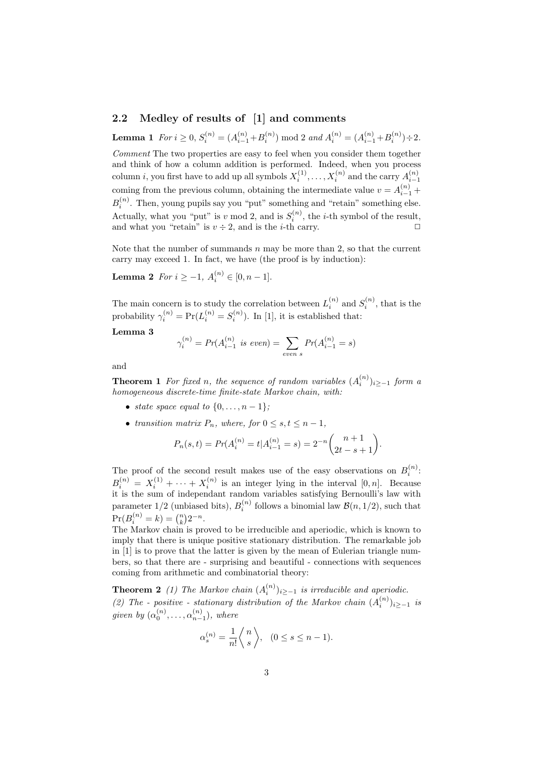### 2.2 Medley of results of [1] and comments

**Lemma 1** *For $i \geq 0$, $S_i^{(n)} = (A_{i-1}^{(n)} + B_i^{(n)}) \bmod 2$ and $A_i^{(n)} = (A_{i-1}^{(n)} + B_i^{(n)}) \div 2$.*

*Comment* The two properties are easy to feel when you consider them together and think of how a column addition is performed. Indeed, when you process column $i$, you first have to add up all symbols $X_i^{(1)}, \ldots, X_i^{(n)}$ and the carry $A_{i-1}^{(n)}$ coming from the previous column, obtaining the intermediate value $v = A_{i-1}^{(n)} + B_i^{(n)}$. Then, young pupils say you "put" something and "retain" something else. Actually, what you "put" is $v \bmod 2$, and is $S_i^{(n)}$, the $i$-th symbol of the result, and what you "retain" is $v \div 2$, and is the $i$-th carry. □

Note that the number of summands $n$ may be more than 2, so that the current carry may exceed 1. In fact, we have (the proof is by induction):

**Lemma 2** *For $i \geq -1$, $A_i^{(n)} \in [0, n-1]$.*

The main concern is to study the correlation between $L_i^{(n)}$ and $S_i^{(n)}$, that is the probability $\gamma_i^{(n)} = \Pr(L_i^{(n)} = S_i^{(n)})$. In [1], it is established that:

**Lemma 3**

$$\gamma_i^{(n)} = Pr(A_{i-1}^{(n)} \text{ is even}) = \sum_{even\ s} Pr(A_{i-1}^{(n)} = s)$$

and

**Theorem 1** *For fixed $n$, the sequence of random variables $(A_i^{(n)})_{i \geq -1}$ form a homogeneous discrete-time finite-state Markov chain, with:*

- *state space equal to $\{0, \ldots, n-1\}$;*
- *transition matrix $P_n$, where, for $0 \leq s, t \leq n-1$,*

$$P_n(s,t) = Pr(A_i^{(n)} = t | A_{i-1}^{(n)} = s) = 2^{-n} \binom{n+1}{2t - s + 1}.$$

The proof of the second result makes use of the easy observations on $B_i^{(n)}$: $B_i^{(n)} = X_i^{(1)} + \cdots + X_i^{(n)}$ is an integer lying in the interval $[0, n]$. Because it is the sum of independant random variables satisfying Bernoulli's law with parameter $1/2$ (unbiased bits), $B_i^{(n)}$ follows a binomial law $\mathcal{B}(n, 1/2)$, such that $\Pr(B_i^{(n)} = k) = \binom{n}{k} 2^{-n}$.
The Markov chain is proved to be irreducible and aperiodic, which is known to imply that there is unique positive stationary distribution. The remarkable job in [1] is to prove that the latter is given by the mean of Eulerian triangle numbers, so that there are - surprising and beautiful - connections with sequences coming from arithmetic and combinatorial theory:

**Theorem 2** *(1) The Markov chain $(A_i^{(n)})_{i \geq -1}$ is irreducible and aperiodic.*
*(2) The - positive - stationary distribution of the Markov chain $(A_i^{(n)})_{i \geq -1}$ is given by $(\alpha_0^{(n)}, \ldots, \alpha_{n-1}^{(n)})$, where*

$$\alpha_s^{(n)} = \frac{1}{n!} \left\langle {n \atop s} \right\rangle, \quad (0 \leq s \leq n-1).$$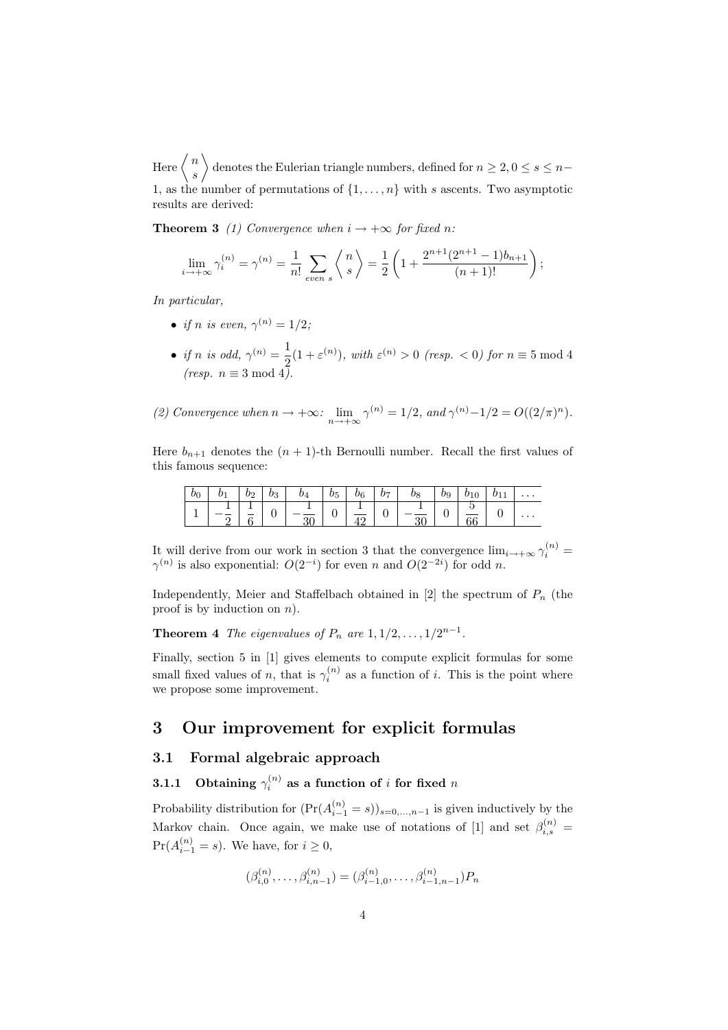Here $\left\langle {n \atop s} \right\rangle$ denotes the Eulerian triangle numbers, defined for $n \geq 2, 0 \leq s \leq n-1$, as the number of permutations of $\{1, \ldots, n\}$ with $s$ ascents. Two asymptotic results are derived:

**Theorem 3** *(1) Convergence when $i \to +\infty$ for fixed $n$:*

$$\lim_{i \to +\infty} \gamma_i^{(n)} = \gamma^{(n)} = \frac{1}{n!} \sum_{even\ s} \left\langle {n \atop s} \right\rangle = \frac{1}{2}\left(1 + \frac{2^{n+1}(2^{n+1}-1)b_{n+1}}{(n+1)!}\right);$$

*In particular,*

- *if $n$ is even, $\gamma^{(n)} = 1/2$;*
- *if $n$ is odd, $\gamma^{(n)} = \frac{1}{2}(1 + \varepsilon^{(n)})$, with $\varepsilon^{(n)} > 0$ (resp. $< 0$) for $n \equiv 5 \bmod 4$ (resp. $n \equiv 3 \bmod 4$).*

*(2) Convergence when $n \to +\infty$: $\lim_{n \to +\infty} \gamma^{(n)} = 1/2$, and $\gamma^{(n)} - 1/2 = O((2/\pi)^n)$.*

Here $b_{n+1}$ denotes the $(n+1)$-th Bernoulli number. Recall the first values of this famous sequence:

| $b_0$ | $b_1$ | $b_2$ | $b_3$ | $b_4$ | $b_5$ | $b_6$ | $b_7$ | $b_8$ | $b_9$ | $b_{10}$ | $b_{11}$ | $\ldots$ |
|---|---|---|---|---|---|---|---|---|---|---|---|---|
| 1 | $-\frac{1}{2}$ | $\frac{1}{6}$ | 0 | $-\frac{1}{30}$ | 0 | $\frac{1}{42}$ | 0 | $-\frac{1}{30}$ | 0 | $\frac{5}{66}$ | 0 | $\ldots$ |

It will derive from our work in section 3 that the convergence $\lim_{i \to +\infty} \gamma_i^{(n)} = \gamma^{(n)}$ is also exponential: $O(2^{-i})$ for even $n$ and $O(2^{-2i})$ for odd $n$.

Independently, Meier and Staffelbach obtained in [2] the spectrum of $P_n$ (the proof is by induction on $n$).

**Theorem 4** *The eigenvalues of $P_n$ are $1, 1/2, \ldots, 1/2^{n-1}$.*

Finally, section 5 in [1] gives elements to compute explicit formulas for some small fixed values of $n$, that is $\gamma_i^{(n)}$ as a function of $i$. This is the point where we propose some improvement.

# 3 Our improvement for explicit formulas

## 3.1 Formal algebraic approach

### 3.1.1 Obtaining $\gamma_i^{(n)}$ as a function of $i$ for fixed $n$

Probability distribution for $(\Pr(A_{i-1}^{(n)} = s))_{s=0,\ldots,n-1}$ is given inductively by the Markov chain. Once again, we make use of notations of [1] and set $\beta_{i,s}^{(n)} = \Pr(A_{i-1}^{(n)} = s)$. We have, for $i \geq 0$,

$$(\beta_{i,0}^{(n)}, \ldots, \beta_{i,n-1}^{(n)}) = (\beta_{i-1,0}^{(n)}, \ldots, \beta_{i-1,n-1}^{(n)}) P_n$$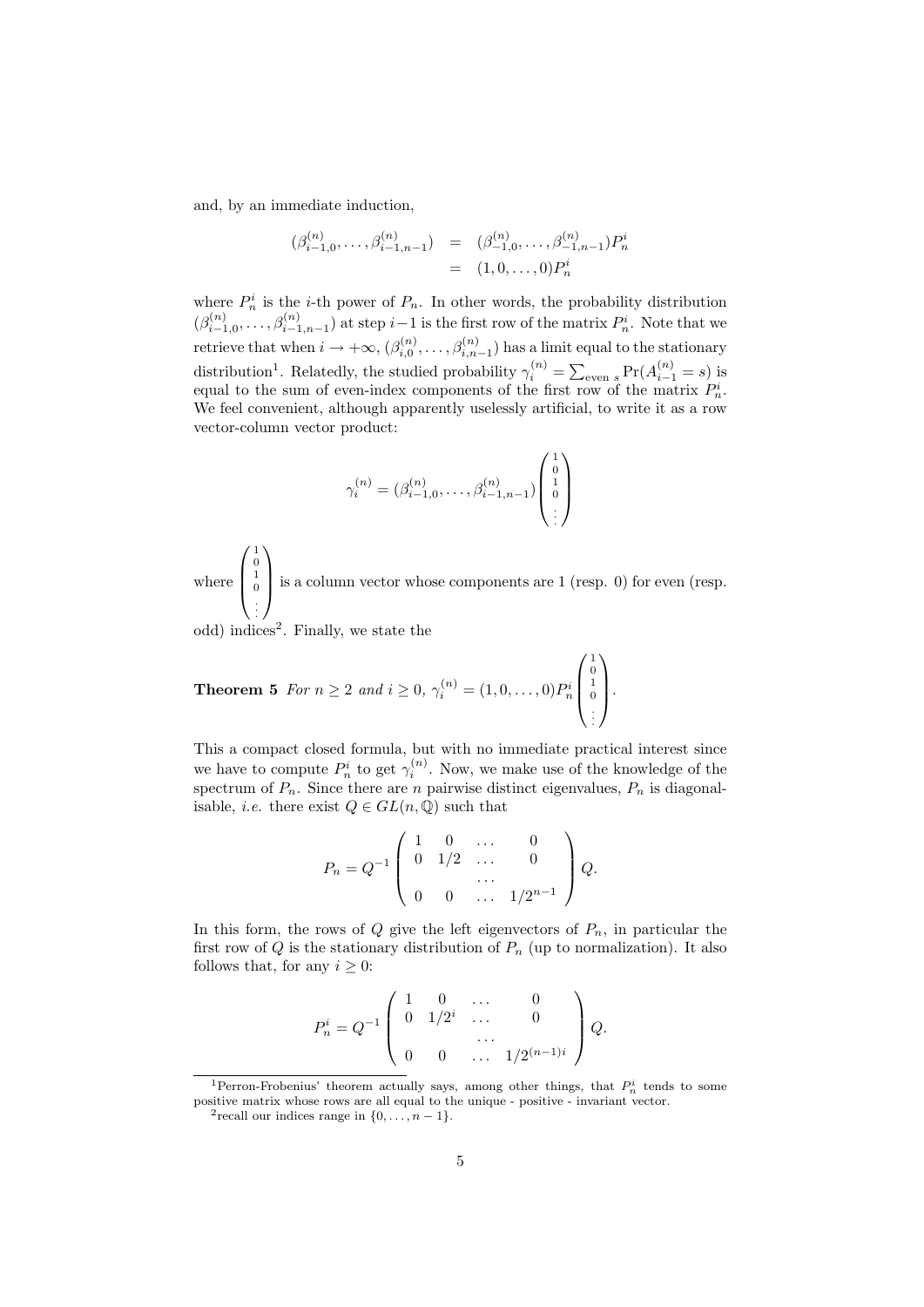and, by an immediate induction,

$$
\begin{aligned}
(\beta_{i-1,0}^{(n)}, \ldots, \beta_{i-1,n-1}^{(n)}) &= (\beta_{-1,0}^{(n)}, \ldots, \beta_{-1,n-1}^{(n)}) P_n^i \\
&= (1, 0, \ldots, 0) P_n^i
\end{aligned}
$$

where $P_n^i$ is the $i$-th power of $P_n$. In other words, the probability distribution $(\beta_{i-1,0}^{(n)}, \ldots, \beta_{i-1,n-1}^{(n)})$ at step $i-1$ is the first row of the matrix $P_n^i$. Note that we retrieve that when $i \to +\infty$, $(\beta_{i,0}^{(n)}, \ldots, \beta_{i,n-1}^{(n)})$ has a limit equal to the stationary distribution[1]. Relatedly, the studied probability $\gamma_i^{(n)} = \sum_{\text{even } s} \Pr(A_{i-1}^{(n)} = s)$ is equal to the sum of even-index components of the first row of the matrix $P_n^i$. We feel convenient, although apparently uselessly artificial, to write it as a row vector-column vector product:

$$
\gamma_i^{(n)} = (\beta_{i-1,0}^{(n)}, \ldots, \beta_{i-1,n-1}^{(n)}) \begin{pmatrix} 1 \\ 0 \\ 1 \\ 0 \\ \vdots \end{pmatrix}
$$

where $\begin{pmatrix} 1 \\ 0 \\ 1 \\ 0 \\ \vdots \end{pmatrix}$ is a column vector whose components are 1 (resp. 0) for even (resp. odd) indices[2]. Finally, we state the

**Theorem 5** *For $n \geq 2$ and $i \geq 0$,* $\gamma_i^{(n)} = (1, 0, \ldots, 0) P_n^i \begin{pmatrix} 1 \\ 0 \\ 1 \\ 0 \\ \vdots \end{pmatrix}$.

This a compact closed formula, but with no immediate practical interest since we have to compute $P_n^i$ to get $\gamma_i^{(n)}$. Now, we make use of the knowledge of the spectrum of $P_n$. Since there are $n$ pairwise distinct eigenvalues, $P_n$ is diagonalisable, *i.e.* there exist $Q \in GL(n, \mathbb{Q})$ such that

$$
P_n = Q^{-1} \begin{pmatrix} 1 & 0 & \ldots & 0 \\ 0 & 1/2 & \ldots & 0 \\ & & \ldots & \\ 0 & 0 & \ldots & 1/2^{n-1} \end{pmatrix} Q.
$$

In this form, the rows of $Q$ give the left eigenvectors of $P_n$, in particular the first row of $Q$ is the stationary distribution of $P_n$ (up to normalization). It also follows that, for any $i \geq 0$:

$$
P_n^i = Q^{-1} \begin{pmatrix} 1 & 0 & \ldots & 0 \\ 0 & 1/2^i & \ldots & 0 \\ & & \ldots & \\ 0 & 0 & \ldots & 1/2^{(n-1)i} \end{pmatrix} Q.
$$

[1] Perron-Frobenius' theorem actually says, among other things, that $P_n^i$ tends to some positive matrix whose rows are all equal to the unique - positive - invariant vector.

[2] recall our indices range in $\{0, \ldots, n-1\}$.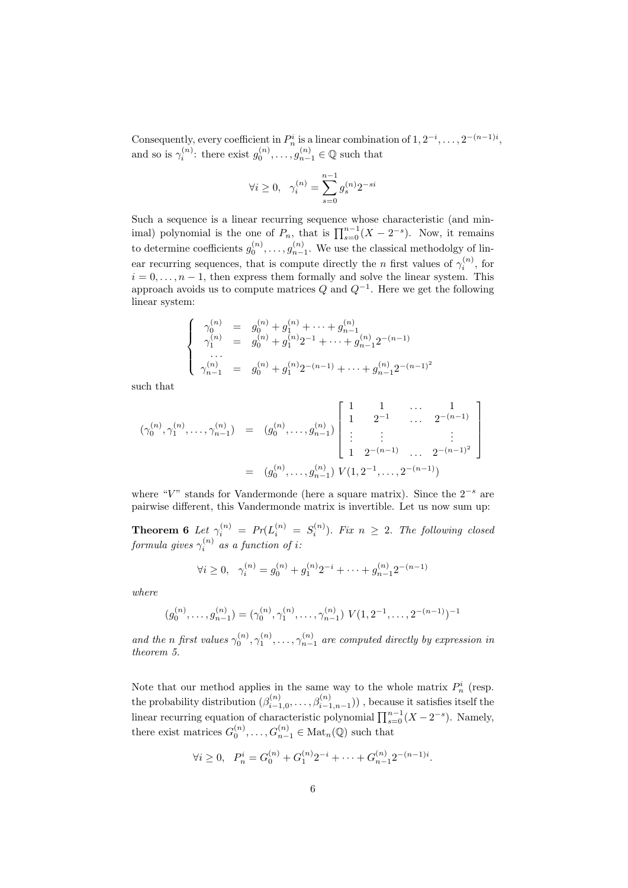Consequently, every coefficient in $P_n^i$ is a linear combination of $1, 2^{-i}, \ldots, 2^{-(n-1)i}$, and so is $\gamma_i^{(n)}$: there exist $g_0^{(n)}, \ldots, g_{n-1}^{(n)} \in \mathbb{Q}$ such that

$$\forall i \geq 0, \quad \gamma_i^{(n)} = \sum_{s=0}^{n-1} g_s^{(n)} 2^{-si}$$

Such a sequence is a linear recurring sequence whose characteristic (and minimal) polynomial is the one of $P_n$, that is $\prod_{s=0}^{n-1}(X - 2^{-s})$. Now, it remains to determine coefficients $g_0^{(n)}, \ldots, g_{n-1}^{(n)}$. We use the classical methodolgy of linear recurring sequences, that is compute directly the $n$ first values of $\gamma_i^{(n)}$, for $i = 0, \ldots, n-1$, then express them formally and solve the linear system. This approach avoids us to compute matrices $Q$ and $Q^{-1}$. Here we get the following linear system:

$$\left\{ \begin{array}{rcl} \gamma_0^{(n)} & = & g_0^{(n)} + g_1^{(n)} + \cdots + g_{n-1}^{(n)} \\ \gamma_1^{(n)} & = & g_0^{(n)} + g_1^{(n)} 2^{-1} + \cdots + g_{n-1}^{(n)} 2^{-(n-1)} \\ \cdots & & \\ \gamma_{n-1}^{(n)} & = & g_0^{(n)} + g_1^{(n)} 2^{-(n-1)} + \cdots + g_{n-1}^{(n)} 2^{-(n-1)^2} \end{array} \right.$$

such that

$$\begin{array}{rcl} (\gamma_0^{(n)}, \gamma_1^{(n)}, \ldots, \gamma_{n-1}^{(n)}) & = & (g_0^{(n)}, \ldots, g_{n-1}^{(n)}) \left[ \begin{array}{cccc} 1 & 1 & \ldots & 1 \\ 1 & 2^{-1} & \ldots & 2^{-(n-1)} \\ \vdots & \vdots & & \vdots \\ 1 & 2^{-(n-1)} & \ldots & 2^{-(n-1)^2} \end{array} \right] \\ & = & (g_0^{(n)}, \ldots, g_{n-1}^{(n)}) \ V(1, 2^{-1}, \ldots, 2^{-(n-1)}) \end{array}$$

where "$V$" stands for Vandermonde (here a square matrix). Since the $2^{-s}$ are pairwise different, this Vandermonde matrix is invertible. Let us now sum up:

**Theorem 6** *Let $\gamma_i^{(n)} = Pr(L_i^{(n)} = S_i^{(n)})$. Fix $n \geq 2$. The following closed formula gives $\gamma_i^{(n)}$ as a function of $i$:*

$$\forall i \geq 0, \quad \gamma_i^{(n)} = g_0^{(n)} + g_1^{(n)} 2^{-i} + \cdots + g_{n-1}^{(n)} 2^{-(n-1)}$$

*where*

$$(g_0^{(n)}, \ldots, g_{n-1}^{(n)}) = (\gamma_0^{(n)}, \gamma_1^{(n)}, \ldots, \gamma_{n-1}^{(n)}) \ V(1, 2^{-1}, \ldots, 2^{-(n-1)})^{-1}$$

*and the $n$ first values $\gamma_0^{(n)}, \gamma_1^{(n)}, \ldots, \gamma_{n-1}^{(n)}$ are computed directly by expression in theorem 5.*

Note that our method applies in the same way to the whole matrix $P_n^i$ (resp. the probability distribution $(\beta_{i-1,0}^{(n)}, \ldots, \beta_{i-1,n-1}^{(n)})$) , because it satisfies itself the linear recurring equation of characteristic polynomial $\prod_{s=0}^{n-1}(X - 2^{-s})$. Namely, there exist matrices $G_0^{(n)}, \ldots, G_{n-1}^{(n)} \in \mathrm{Mat}_n(\mathbb{Q})$ such that

$$\forall i \geq 0, \quad P_n^i = G_0^{(n)} + G_1^{(n)} 2^{-i} + \cdots + G_{n-1}^{(n)} 2^{-(n-1)i}.$$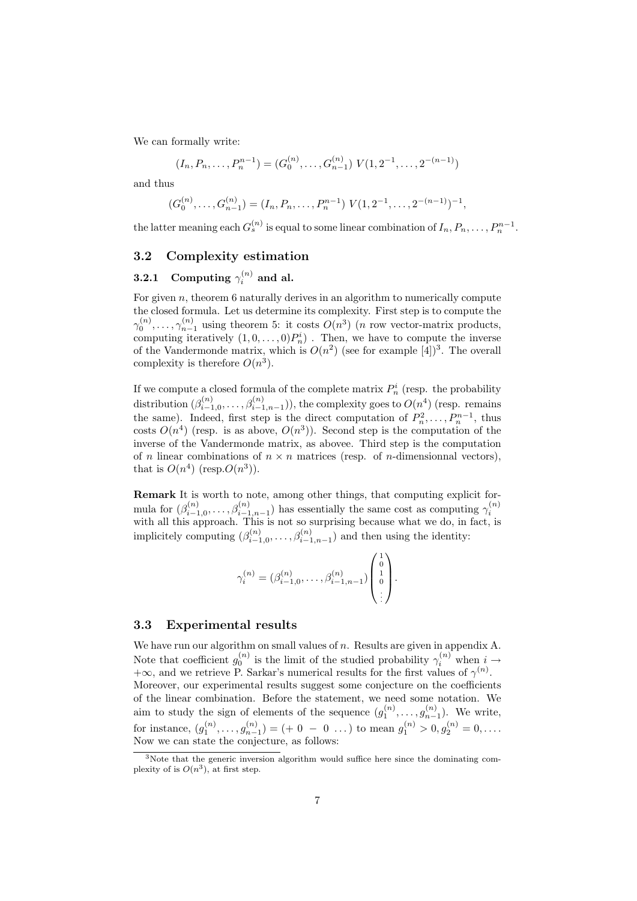We can formally write:

$$(I_n, P_n, \ldots, P_n^{n-1}) = (G_0^{(n)}, \ldots, G_{n-1}^{(n)})\ V(1, 2^{-1}, \ldots, 2^{-(n-1)})$$

and thus

$$(G_0^{(n)}, \ldots, G_{n-1}^{(n)}) = (I_n, P_n, \ldots, P_n^{n-1})\ V(1, 2^{-1}, \ldots, 2^{-(n-1)})^{-1},$$

the latter meaning each $G_s^{(n)}$ is equal to some linear combination of $I_n, P_n, \ldots, P_n^{n-1}$.

## 3.2 Complexity estimation

### 3.2.1 Computing $\gamma_i^{(n)}$ and al.

For given $n$, theorem 6 naturally derives in an algorithm to numerically compute the closed formula. Let us determine its complexity. First step is to compute the $\gamma_0^{(n)}, \ldots, \gamma_{n-1}^{(n)}$ using theorem 5: it costs $O(n^3)$ ($n$ row vector-matrix products, computing iteratively $(1, 0, \ldots, 0)P_n^i$) . Then, we have to compute the inverse of the Vandermonde matrix, which is $O(n^2)$ (see for example [4])[3]. The overall complexity is therefore $O(n^3)$.

If we compute a closed formula of the complete matrix $P_n^i$ (resp. the probability distribution $(\beta_{i-1,0}^{(n)}, \ldots, \beta_{i-1,n-1}^{(n)})$), the complexity goes to $O(n^4)$ (resp. remains the same). Indeed, first step is the direct computation of $P_n^2, \ldots, P_n^{n-1}$, thus costs $O(n^4)$ (resp. is as above, $O(n^3)$). Second step is the computation of the inverse of the Vandermonde matrix, as abovee. Third step is the computation of $n$ linear combinations of $n \times n$ matrices (resp. of $n$-dimensionnal vectors), that is $O(n^4)$ (resp.$O(n^3)$).

**Remark** It is worth to note, among other things, that computing explicit formula for $(\beta_{i-1,0}^{(n)}, \ldots, \beta_{i-1,n-1}^{(n)})$ has essentially the same cost as computing $\gamma_i^{(n)}$ with all this approach. This is not so surprising because what we do, in fact, is implicitely computing $(\beta_{i-1,0}^{(n)}, \ldots, \beta_{i-1,n-1}^{(n)})$ and then using the identity:

$$\gamma_i^{(n)} = (\beta_{i-1,0}^{(n)}, \ldots, \beta_{i-1,n-1}^{(n)}) \begin{pmatrix} 1 \\ 0 \\ 1 \\ 0 \\ \vdots \end{pmatrix}.$$

## 3.3 Experimental results

We have run our algorithm on small values of $n$. Results are given in appendix A. Note that coefficient $g_0^{(n)}$ is the limit of the studied probability $\gamma_i^{(n)}$ when $i \to +\infty$, and we retrieve P. Sarkar's numerical results for the first values of $\gamma^{(n)}$. Moreover, our experimental results suggest some conjecture on the coefficients of the linear combination. Before the statement, we need some notation. We aim to study the sign of elements of the sequence $(g_1^{(n)}, \ldots, g_{n-1}^{(n)})$. We write, for instance, $(g_1^{(n)}, \ldots, g_{n-1}^{(n)}) = (+\ 0\ -\ 0\ \ldots)$ to mean $g_1^{(n)} > 0, g_2^{(n)} = 0, \ldots$. Now we can state the conjecture, as follows:

[3] Note that the generic inversion algorithm would suffice here since the dominating complexity of is $O(n^3)$, at first step.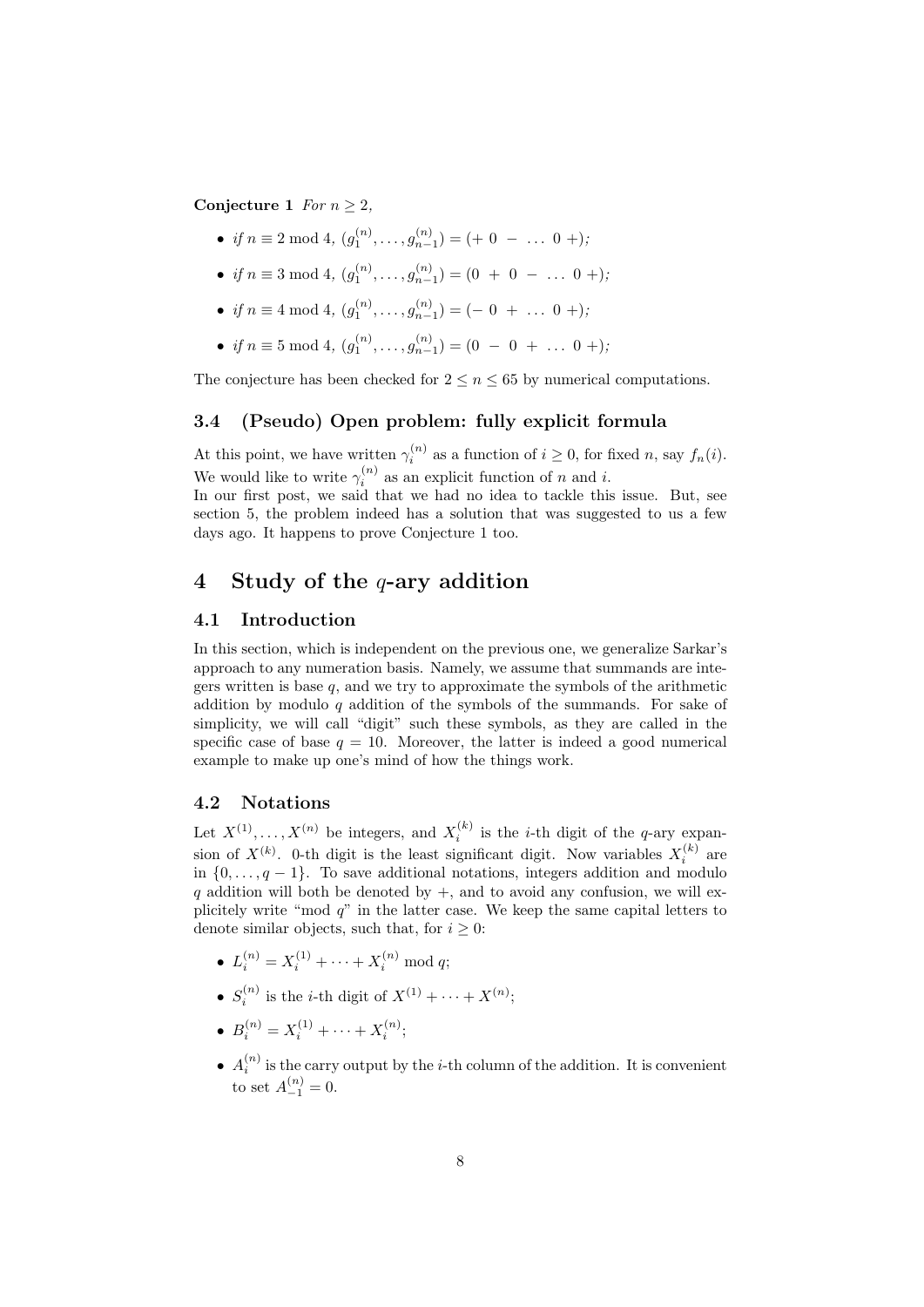**Conjecture 1** *For $n \geq 2$,*

- *if* $n \equiv 2 \bmod 4$, $(g_1^{(n)}, \ldots, g_{n-1}^{(n)}) = (+\ 0\ -\ \ldots\ 0\ +)$*;*
- *if* $n \equiv 3 \bmod 4$, $(g_1^{(n)}, \ldots, g_{n-1}^{(n)}) = (0\ +\ 0\ -\ \ldots\ 0\ +)$*;*
- *if* $n \equiv 4 \bmod 4$, $(g_1^{(n)}, \ldots, g_{n-1}^{(n)}) = (-\ 0\ +\ \ldots\ 0\ +)$*;*
- *if* $n \equiv 5 \bmod 4$, $(g_1^{(n)}, \ldots, g_{n-1}^{(n)}) = (0\ -\ 0\ +\ \ldots\ 0\ +)$*;*

The conjecture has been checked for $2 \leq n \leq 65$ by numerical computations.

### 3.4 (Pseudo) Open problem: fully explicit formula

At this point, we have written $\gamma_i^{(n)}$ as a function of $i \geq 0$, for fixed $n$, say $f_n(i)$. We would like to write $\gamma_i^{(n)}$ as an explicit function of $n$ and $i$.
In our first post, we said that we had no idea to tackle this issue. But, see section 5, the problem indeed has a solution that was suggested to us a few days ago. It happens to prove Conjecture 1 too.

## 4 Study of the $q$-ary addition

### 4.1 Introduction

In this section, which is independent on the previous one, we generalize Sarkar's approach to any numeration basis. Namely, we assume that summands are integers written is base $q$, and we try to approximate the symbols of the arithmetic addition by modulo $q$ addition of the symbols of the summands. For sake of simplicity, we will call "digit" such these symbols, as they are called in the specific case of base $q = 10$. Moreover, the latter is indeed a good numerical example to make up one's mind of how the things work.

### 4.2 Notations

Let $X^{(1)}, \ldots, X^{(n)}$ be integers, and $X_i^{(k)}$ is the $i$-th digit of the $q$-ary expansion of $X^{(k)}$. 0-th digit is the least significant digit. Now variables $X_i^{(k)}$ are in $\{0, \ldots, q-1\}$. To save additional notations, integers addition and modulo $q$ addition will both be denoted by $+$, and to avoid any confusion, we will explicitely write "mod $q$" in the latter case. We keep the same capital letters to denote similar objects, such that, for $i \geq 0$:

- $L_i^{(n)} = X_i^{(1)} + \cdots + X_i^{(n)} \bmod q$;
- $S_i^{(n)}$ is the $i$-th digit of $X^{(1)} + \cdots + X^{(n)}$;
- $B_i^{(n)} = X_i^{(1)} + \cdots + X_i^{(n)}$;
- $A_i^{(n)}$ is the carry output by the $i$-th column of the addition. It is convenient to set $A_{-1}^{(n)} = 0$.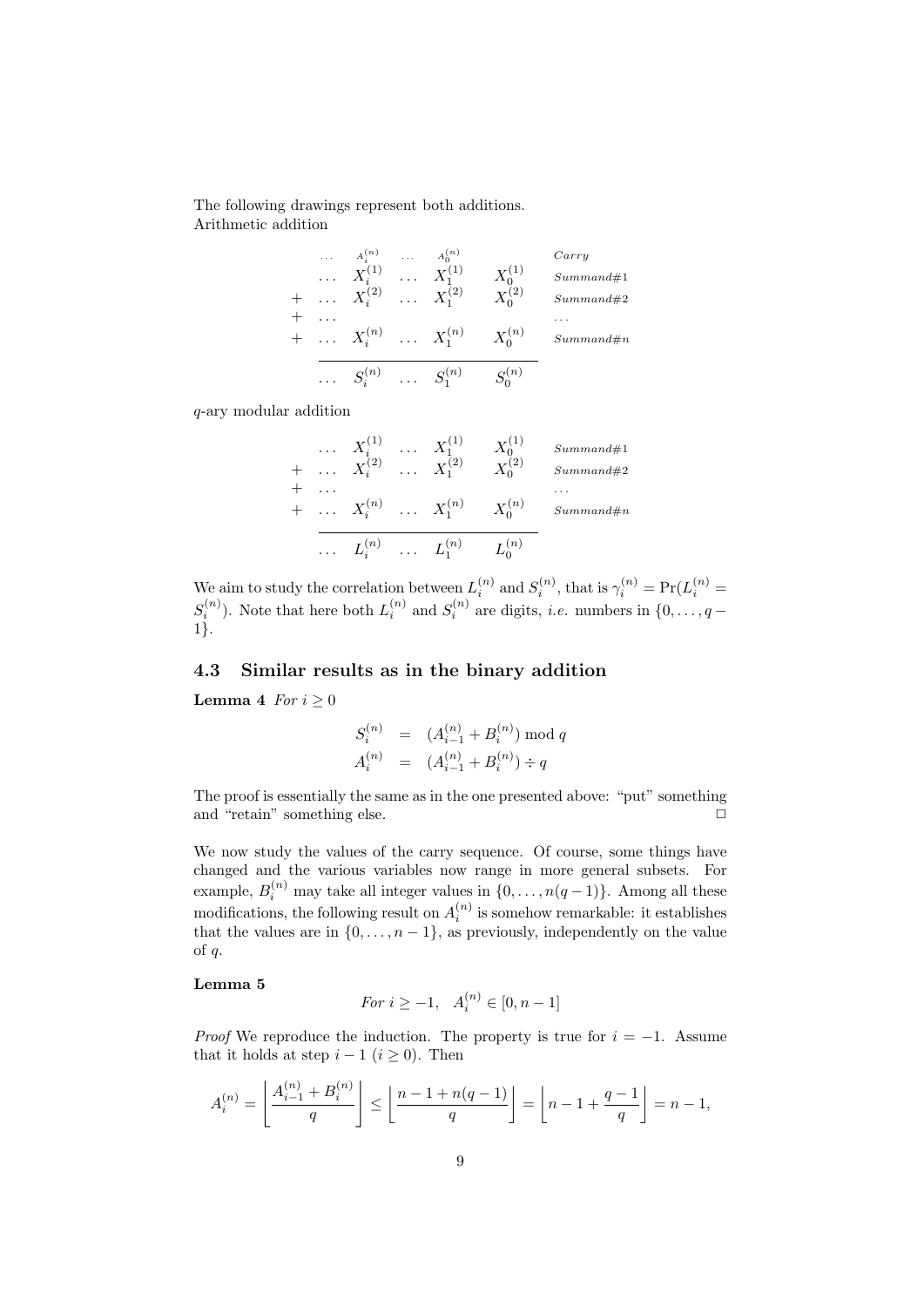The following drawings represent both additions.
Arithmetic addition

$$
\begin{array}{cccccccl}
 & \dots & A_i^{(n)} & \dots & A_0^{(n)} & & & Carry \\
 & \dots & X_i^{(1)} & \dots & X_1^{(1)} & X_0^{(1)} & & Summand\#1 \\
+ & \dots & X_i^{(2)} & \dots & X_1^{(2)} & X_0^{(2)} & & Summand\#2 \\
+ & \dots & & & & & & \dots \\
+ & \dots & X_i^{(n)} & \dots & X_1^{(n)} & X_0^{(n)} & & Summand\#n \\
\hline
 & \dots & S_i^{(n)} & \dots & S_1^{(n)} & S_0^{(n)} & &
\end{array}
$$

$q$-ary modular addition

$$
\begin{array}{cccccccl}
 & \dots & X_i^{(1)} & \dots & X_1^{(1)} & X_0^{(1)} & & Summand\#1 \\
+ & \dots & X_i^{(2)} & \dots & X_1^{(2)} & X_0^{(2)} & & Summand\#2 \\
+ & \dots & & & & & & \dots \\
+ & \dots & X_i^{(n)} & \dots & X_1^{(n)} & X_0^{(n)} & & Summand\#n \\
\hline
 & \dots & L_i^{(n)} & \dots & L_1^{(n)} & L_0^{(n)} & &
\end{array}
$$

We aim to study the correlation between $L_i^{(n)}$ and $S_i^{(n)}$, that is $\gamma_i^{(n)} = \Pr(L_i^{(n)} = S_i^{(n)})$. Note that here both $L_i^{(n)}$ and $S_i^{(n)}$ are digits, *i.e.* numbers in $\{0, \dots, q-1\}$.

### 4.3 Similar results as in the binary addition

**Lemma 4** *For $i \geq 0$*

$$
\begin{aligned}
S_i^{(n)} &= (A_{i-1}^{(n)} + B_i^{(n)}) \bmod q \\
A_i^{(n)} &= (A_{i-1}^{(n)} + B_i^{(n)}) \div q
\end{aligned}
$$

The proof is essentially the same as in the one presented above: "put" something and "retain" something else. □

We now study the values of the carry sequence. Of course, some things have changed and the various variables now range in more general subsets. For example, $B_i^{(n)}$ may take all integer values in $\{0, \dots, n(q-1)\}$. Among all these modifications, the following result on $A_i^{(n)}$ is somehow remarkable: it establishes that the values are in $\{0, \dots, n-1\}$, as previously, independently on the value of $q$.

**Lemma 5**

$$
\textit{For } i \geq -1, \quad A_i^{(n)} \in [0, n-1]
$$

*Proof* We reproduce the induction. The property is true for $i = -1$. Assume that it holds at step $i-1$ ($i \geq 0$). Then

$$
A_i^{(n)} = \left\lfloor \frac{A_{i-1}^{(n)} + B_i^{(n)}}{q} \right\rfloor \leq \left\lfloor \frac{n-1+n(q-1)}{q} \right\rfloor = \left\lfloor n-1+\frac{q-1}{q} \right\rfloor = n-1,
$$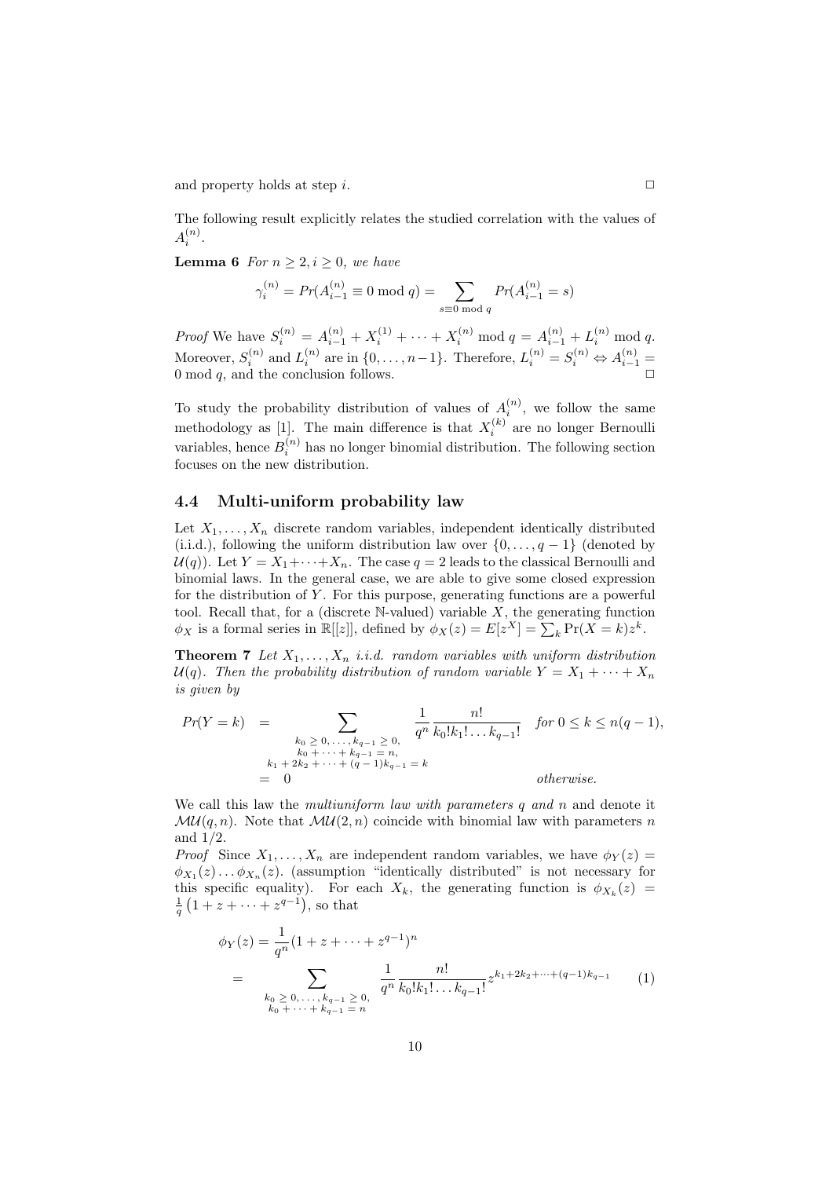and property holds at step $i$. □

The following result explicitly relates the studied correlation with the values of $A_i^{(n)}$.

**Lemma 6** *For $n \geq 2, i \geq 0$, we have*

$$\gamma_i^{(n)} = Pr(A_{i-1}^{(n)} \equiv 0 \bmod q) = \sum_{s \equiv 0 \bmod q} Pr(A_{i-1}^{(n)} = s)$$

*Proof* We have $S_i^{(n)} = A_{i-1}^{(n)} + X_i^{(1)} + \cdots + X_i^{(n)} \bmod q = A_{i-1}^{(n)} + L_i^{(n)} \bmod q$. Moreover, $S_i^{(n)}$ and $L_i^{(n)}$ are in $\{0, \ldots, n-1\}$. Therefore, $L_i^{(n)} = S_i^{(n)} \Leftrightarrow A_{i-1}^{(n)} = 0 \bmod q$, and the conclusion follows. □

To study the probability distribution of values of $A_i^{(n)}$, we follow the same methodology as [1]. The main difference is that $X_i^{(k)}$ are no longer Bernoulli variables, hence $B_i^{(n)}$ has no longer binomial distribution. The following section focuses on the new distribution.

### 4.4 Multi-uniform probability law

Let $X_1, \ldots, X_n$ discrete random variables, independent identically distributed (i.i.d.), following the uniform distribution law over $\{0, \ldots, q-1\}$ (denoted by $\mathcal{U}(q)$). Let $Y = X_1 + \cdots + X_n$. The case $q = 2$ leads to the classical Bernoulli and binomial laws. In the general case, we are able to give some closed expression for the distribution of $Y$. For this purpose, generating functions are a powerful tool. Recall that, for a (discrete $\mathbb{N}$-valued) variable $X$, the generating function $\phi_X$ is a formal series in $\mathbb{R}[[z]]$, defined by $\phi_X(z) = E[z^X] = \sum_k \Pr(X = k)z^k$.

**Theorem 7** *Let $X_1, \ldots, X_n$ i.i.d. random variables with uniform distribution $\mathcal{U}(q)$. Then the probability distribution of random variable $Y = X_1 + \cdots + X_n$ is given by*

$$
\begin{aligned}
Pr(Y = k) &= \sum_{\substack{k_0 \geq 0, \ldots, k_{q-1} \geq 0, \\ k_0 + \cdots + k_{q-1} = n, \\ k_1 + 2k_2 + \cdots + (q-1)k_{q-1} = k}} \frac{1}{q^n} \frac{n!}{k_0! k_1! \ldots k_{q-1}!} \quad \text{for } 0 \leq k \leq n(q-1), \\
&= 0 \quad \text{otherwise.}
\end{aligned}
$$

We call this law the *multiuniform law with parameters $q$ and $n$* and denote it $\mathcal{MU}(q, n)$. Note that $\mathcal{MU}(2, n)$ coincide with binomial law with parameters $n$ and $1/2$.

*Proof* Since $X_1, \ldots, X_n$ are independent random variables, we have $\phi_Y(z) = \phi_{X_1}(z) \ldots \phi_{X_n}(z)$. (assumption "identically distributed" is not necessary for this specific equality). For each $X_k$, the generating function is $\phi_{X_k}(z) = \frac{1}{q}\left(1 + z + \cdots + z^{q-1}\right)$, so that

$$
\begin{aligned}
\phi_Y(z) &= \frac{1}{q^n}(1 + z + \cdots + z^{q-1})^n \\
&= \sum_{\substack{k_0 \geq 0, \ldots, k_{q-1} \geq 0, \\ k_0 + \cdots + k_{q-1} = n}} \frac{1}{q^n} \frac{n!}{k_0! k_1! \ldots k_{q-1}!} z^{k_1 + 2k_2 + \cdots + (q-1)k_{q-1}} \qquad (1)
\end{aligned}
$$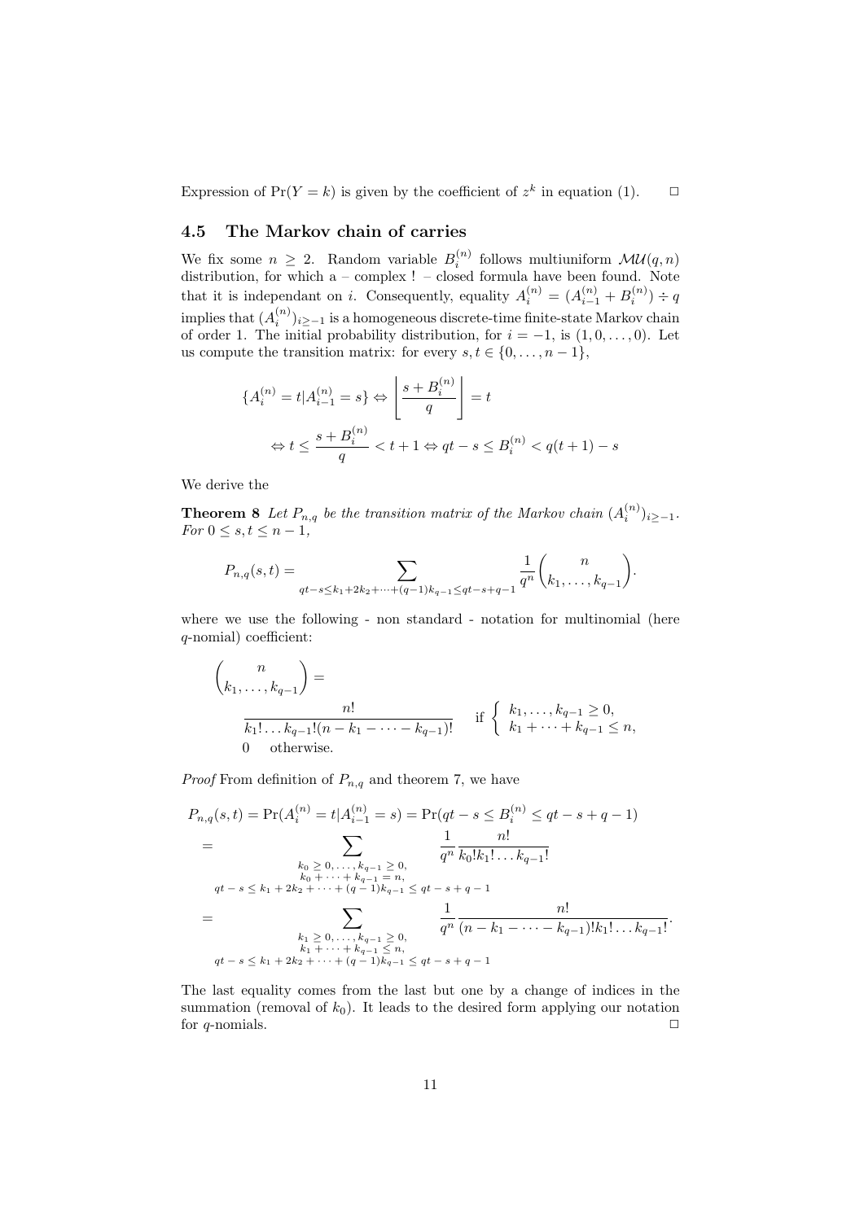Expression of $\Pr(Y = k)$ is given by the coefficient of $z^k$ in equation (1). $\square$

### 4.5 The Markov chain of carries

We fix some $n \geq 2$. Random variable $B_i^{(n)}$ follows multiuniform $\mathcal{MU}(q, n)$ distribution, for which a – complex ! – closed formula have been found. Note that it is independant on $i$. Consequently, equality $A_i^{(n)} = (A_{i-1}^{(n)} + B_i^{(n)}) \div q$ implies that $(A_i^{(n)})_{i \geq -1}$ is a homogeneous discrete-time finite-state Markov chain of order 1. The initial probability distribution, for $i = -1$, is $(1, 0, \ldots, 0)$. Let us compute the transition matrix: for every $s, t \in \{0, \ldots, n-1\}$,

$$\{A_i^{(n)} = t | A_{i-1}^{(n)} = s\} \Leftrightarrow \left\lfloor \frac{s + B_i^{(n)}}{q} \right\rfloor = t$$

$$\Leftrightarrow t \leq \frac{s + B_i^{(n)}}{q} < t + 1 \Leftrightarrow qt - s \leq B_i^{(n)} < q(t+1) - s$$

We derive the

**Theorem 8** *Let $P_{n,q}$ be the transition matrix of the Markov chain $(A_i^{(n)})_{i \geq -1}$. For $0 \leq s, t \leq n-1$,*

$$P_{n,q}(s,t) = \sum_{qt - s \leq k_1 + 2k_2 + \cdots + (q-1)k_{q-1} \leq qt - s + q - 1} \frac{1}{q^n} \binom{n}{k_1, \ldots, k_{q-1}}.$$

where we use the following - non standard - notation for multinomial (here $q$-nomial) coefficient:

$$\binom{n}{k_1, \ldots, k_{q-1}} = \begin{cases} \dfrac{n!}{k_1! \ldots k_{q-1}!(n - k_1 - \cdots - k_{q-1})!} & \text{if } \left\{ \begin{array}{l} k_1, \ldots, k_{q-1} \geq 0, \\ k_1 + \cdots + k_{q-1} \leq n, \end{array} \right. \\ 0 \quad \text{otherwise.} & \end{cases}$$

*Proof* From definition of $P_{n,q}$ and theorem 7, we have

$$\begin{aligned}
P_{n,q}(s,t) &= \Pr(A_i^{(n)} = t | A_{i-1}^{(n)} = s) = \Pr(qt - s \leq B_i^{(n)} \leq qt - s + q - 1) \\
&= \sum_{\substack{k_0 \geq 0, \ldots, k_{q-1} \geq 0, \\ k_0 + \cdots + k_{q-1} = n, \\ qt - s \leq k_1 + 2k_2 + \cdots + (q-1)k_{q-1} \leq qt - s + q - 1}} \frac{1}{q^n} \frac{n!}{k_0! k_1! \ldots k_{q-1}!} \\
&= \sum_{\substack{k_1 \geq 0, \ldots, k_{q-1} \geq 0, \\ k_1 + \cdots + k_{q-1} \leq n, \\ qt - s \leq k_1 + 2k_2 + \cdots + (q-1)k_{q-1} \leq qt - s + q - 1}} \frac{1}{q^n} \frac{n!}{(n - k_1 - \cdots - k_{q-1})! k_1! \ldots k_{q-1}!}.
\end{aligned}$$

The last equality comes from the last but one by a change of indices in the summation (removal of $k_0$). It leads to the desired form applying our notation for $q$-nomials. $\square$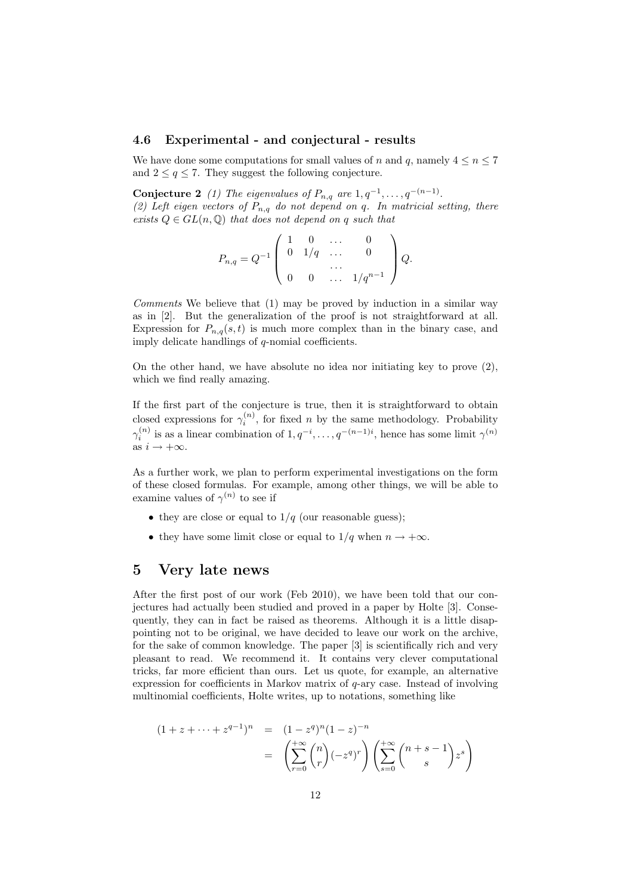### 4.6 Experimental - and conjectural - results

We have done some computations for small values of $n$ and $q$, namely $4 \leq n \leq 7$ and $2 \leq q \leq 7$. They suggest the following conjecture.

**Conjecture 2** *(1) The eigenvalues of $P_{n,q}$ are $1, q^{-1}, \ldots, q^{-(n-1)}$.*
*(2) Left eigen vectors of $P_{n,q}$ do not depend on $q$. In matricial setting, there exists $Q \in GL(n, \mathbb{Q})$ that does not depend on $q$ such that*

$$P_{n,q} = Q^{-1} \begin{pmatrix} 1 & 0 & \ldots & 0 \\ 0 & 1/q & \ldots & 0 \\ & & \ldots & \\ 0 & 0 & \ldots & 1/q^{n-1} \end{pmatrix} Q.$$

*Comments* We believe that (1) may be proved by induction in a similar way as in [2]. But the generalization of the proof is not straightforward at all. Expression for $P_{n,q}(s,t)$ is much more complex than in the binary case, and imply delicate handlings of $q$-nomial coefficients.

On the other hand, we have absolute no idea nor initiating key to prove (2), which we find really amazing.

If the first part of the conjecture is true, then it is straightforward to obtain closed expressions for $\gamma_i^{(n)}$, for fixed $n$ by the same methodology. Probability $\gamma_i^{(n)}$ is as a linear combination of $1, q^{-i}, \ldots, q^{-(n-1)i}$, hence has some limit $\gamma^{(n)}$ as $i \to +\infty$.

As a further work, we plan to perform experimental investigations on the form of these closed formulas. For example, among other things, we will be able to examine values of $\gamma^{(n)}$ to see if

- they are close or equal to $1/q$ (our reasonable guess);
- they have some limit close or equal to $1/q$ when $n \to +\infty$.

## 5 Very late news

After the first post of our work (Feb 2010), we have been told that our conjectures had actually been studied and proved in a paper by Holte [3]. Consequently, they can in fact be raised as theorems. Although it is a little disappointing not to be original, we have decided to leave our work on the archive, for the sake of common knowledge. The paper [3] is scientifically rich and very pleasant to read. We recommend it. It contains very clever computational tricks, far more efficient than ours. Let us quote, for example, an alternative expression for coefficients in Markov matrix of $q$-ary case. Instead of involving multinomial coefficients, Holte writes, up to notations, something like

$$\begin{aligned} (1 + z + \cdots + z^{q-1})^n &= (1 - z^q)^n (1 - z)^{-n} \\ &= \left( \sum_{r=0}^{+\infty} \binom{n}{r} (-z^q)^r \right) \left( \sum_{s=0}^{+\infty} \binom{n+s-1}{s} z^s \right) \end{aligned}$$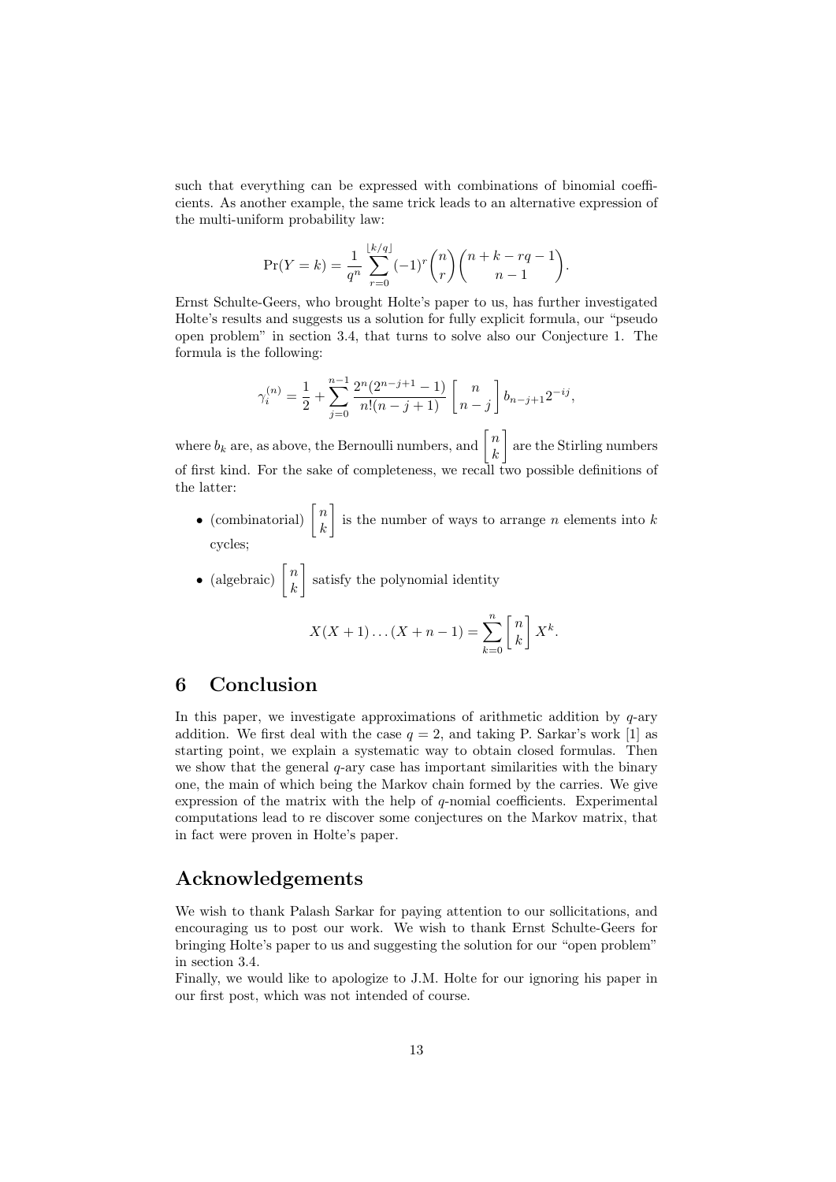such that everything can be expressed with combinations of binomial coefficients. As another example, the same trick leads to an alternative expression of the multi-uniform probability law:

$$\Pr(Y = k) = \frac{1}{q^n} \sum_{r=0}^{\lfloor k/q \rfloor} (-1)^r \binom{n}{r} \binom{n+k-rq-1}{n-1}.$$

Ernst Schulte-Geers, who brought Holte's paper to us, has further investigated Holte's results and suggests us a solution for fully explicit formula, our "pseudo open problem" in section 3.4, that turns to solve also our Conjecture 1. The formula is the following:

$$\gamma_i^{(n)} = \frac{1}{2} + \sum_{j=0}^{n-1} \frac{2^n(2^{n-j+1}-1)}{n!(n-j+1)} \left[ \begin{matrix} n \\ n-j \end{matrix} \right] b_{n-j+1} 2^{-ij},$$

where $b_k$ are, as above, the Bernoulli numbers, and $\left[ \begin{matrix} n \\ k \end{matrix} \right]$ are the Stirling numbers of first kind. For the sake of completeness, we recall two possible definitions of the latter:

- (combinatorial) $\left[ \begin{matrix} n \\ k \end{matrix} \right]$ is the number of ways to arrange $n$ elements into $k$ cycles;
- (algebraic) $\left[ \begin{matrix} n \\ k \end{matrix} \right]$ satisfy the polynomial identity

$$X(X+1)\dots(X+n-1) = \sum_{k=0}^{n} \left[ \begin{matrix} n \\ k \end{matrix} \right] X^k.$$

# 6 Conclusion

In this paper, we investigate approximations of arithmetic addition by $q$-ary addition. We first deal with the case $q = 2$, and taking P. Sarkar's work [1] as starting point, we explain a systematic way to obtain closed formulas. Then we show that the general $q$-ary case has important similarities with the binary one, the main of which being the Markov chain formed by the carries. We give expression of the matrix with the help of $q$-nomial coefficients. Experimental computations lead to re discover some conjectures on the Markov matrix, that in fact were proven in Holte's paper.

# Acknowledgements

We wish to thank Palash Sarkar for paying attention to our sollicitations, and encouraging us to post our work. We wish to thank Ernst Schulte-Geers for bringing Holte's paper to us and suggesting the solution for our "open problem" in section 3.4.

Finally, we would like to apologize to J.M. Holte for our ignoring his paper in our first post, which was not intended of course.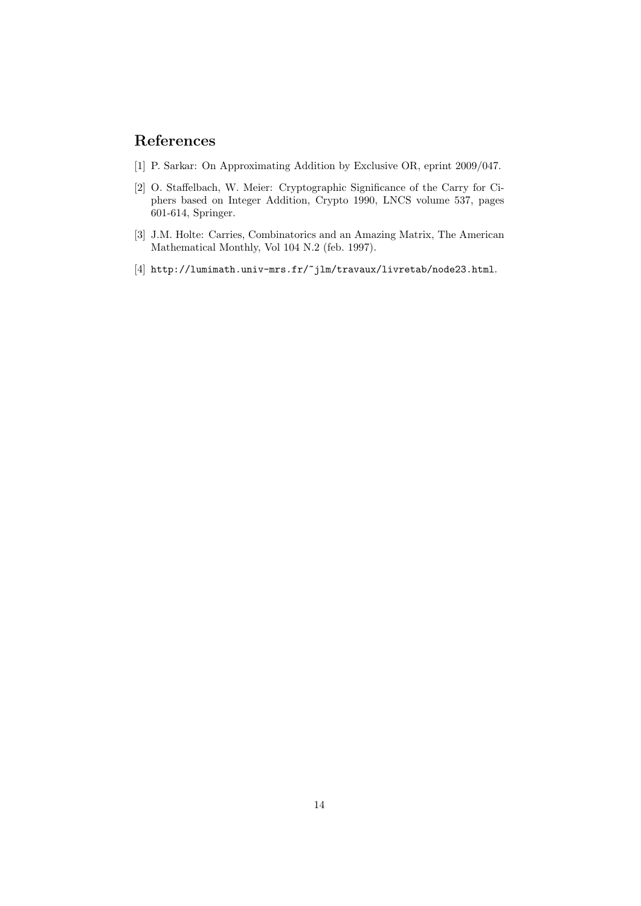## References

[1] P. Sarkar: On Approximating Addition by Exclusive OR, eprint 2009/047.

[2] O. Staffelbach, W. Meier: Cryptographic Significance of the Carry for Ciphers based on Integer Addition, Crypto 1990, LNCS volume 537, pages 601-614, Springer.

[3] J.M. Holte: Carries, Combinatorics and an Amazing Matrix, The American Mathematical Monthly, Vol 104 N.2 (feb. 1997).

[4] `http://lumimath.univ-mrs.fr/~jlm/travaux/livretab/node23.html`.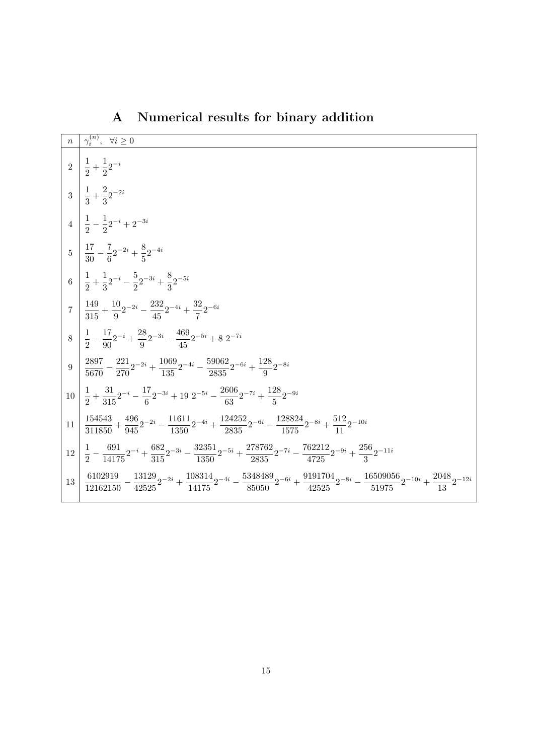# A Numerical results for binary addition

| $n$ | $\gamma_i^{(n)}, \quad \forall i \geq 0$ |
|---|---|
| 2 | $\frac{1}{2} + \frac{1}{2}2^{-i}$ |
| 3 | $\frac{1}{3} + \frac{2}{3}2^{-2i}$ |
| 4 | $\frac{1}{2} - \frac{1}{2}2^{-i} + 2^{-3i}$ |
| 5 | $\frac{17}{30} - \frac{7}{6}2^{-2i} + \frac{8}{5}2^{-4i}$ |
| 6 | $\frac{1}{2} + \frac{1}{3}2^{-i} - \frac{5}{2}2^{-3i} + \frac{8}{3}2^{-5i}$ |
| 7 | $\frac{149}{315} + \frac{10}{9}2^{-2i} - \frac{232}{45}2^{-4i} + \frac{32}{7}2^{-6i}$ |
| 8 | $\frac{1}{2} - \frac{17}{90}2^{-i} + \frac{28}{9}2^{-3i} - \frac{469}{45}2^{-5i} + 8\ 2^{-7i}$ |
| 9 | $\frac{2897}{5670} - \frac{221}{270}2^{-2i} + \frac{1069}{135}2^{-4i} - \frac{59062}{2835}2^{-6i} + \frac{128}{9}2^{-8i}$ |
| 10 | $\frac{1}{2} + \frac{31}{315}2^{-i} - \frac{17}{6}2^{-3i} + 19\ 2^{-5i} - \frac{2606}{63}2^{-7i} + \frac{128}{5}2^{-9i}$ |
| 11 | $\frac{154543}{311850} + \frac{496}{945}2^{-2i} - \frac{11611}{1350}2^{-4i} + \frac{124252}{2835}2^{-6i} - \frac{128824}{1575}2^{-8i} + \frac{512}{11}2^{-10i}$ |
| 12 | $\frac{1}{2} - \frac{691}{14175}2^{-i} + \frac{682}{315}2^{-3i} - \frac{32351}{1350}2^{-5i} + \frac{278762}{2835}2^{-7i} - \frac{762212}{4725}2^{-9i} + \frac{256}{3}2^{-11i}$ |
| 13 | $\frac{6102919}{12162150} - \frac{13129}{42525}2^{-2i} + \frac{108314}{14175}2^{-4i} - \frac{5348489}{85050}2^{-6i} + \frac{9191704}{42525}2^{-8i} - \frac{16509056}{51975}2^{-10i} + \frac{2048}{13}2^{-12i}$ |